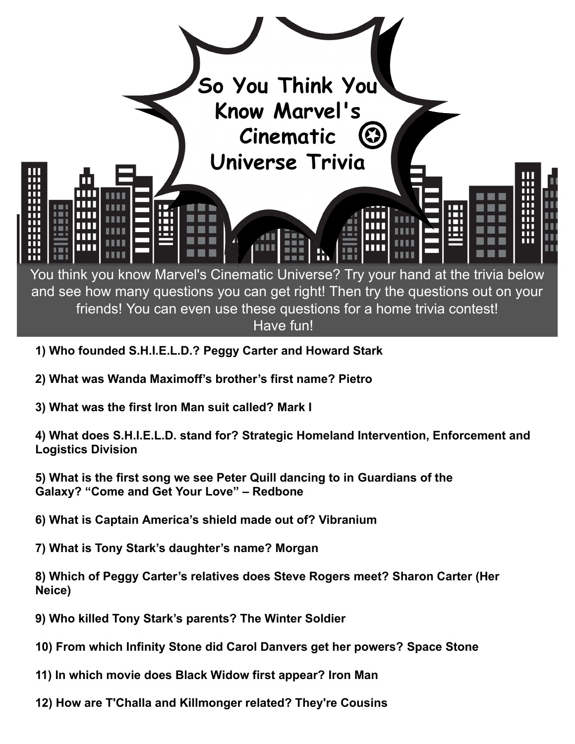# So You Think You Know Marvel's Cinematic Universe Trivia

You think you know Marvel's Cinematic Universe? Try your hand at the trivia below and see how many questions you can get right! Then try the questions out on your friends! You can even use these questions for a home trivia contest! Have fun!

**1) Who founded S.H.I.E.L.D.? Peggy Carter and Howard Stark**

**2) What was Wanda Maximoff's brother's first name? Pietro**

**3) What was the first Iron Man suit called? Mark I**

**4) What does S.H.I.E.L.D. stand for? Strategic Homeland Intervention, Enforcement and Logistics Division**

**5) What is the first song we see Peter Quill dancing to in Guardians of the Galaxy? "Come and Get Your Love" – Redbone**

**6) What is Captain America's shield made out of? Vibranium**

**7) What is Tony Stark's daughter's name? Morgan**

**8) Which of Peggy Carter's relatives does Steve Rogers meet? Sharon Carter (Her Neice)**

**9) Who killed Tony Stark's parents? The Winter Soldier**

**10) From which Infinity Stone did Carol Danvers get her powers? Space Stone**

**11) In which movie does Black Widow first appear? Iron Man**

**12) How are T'Challa and Killmonger related? They're Cousins**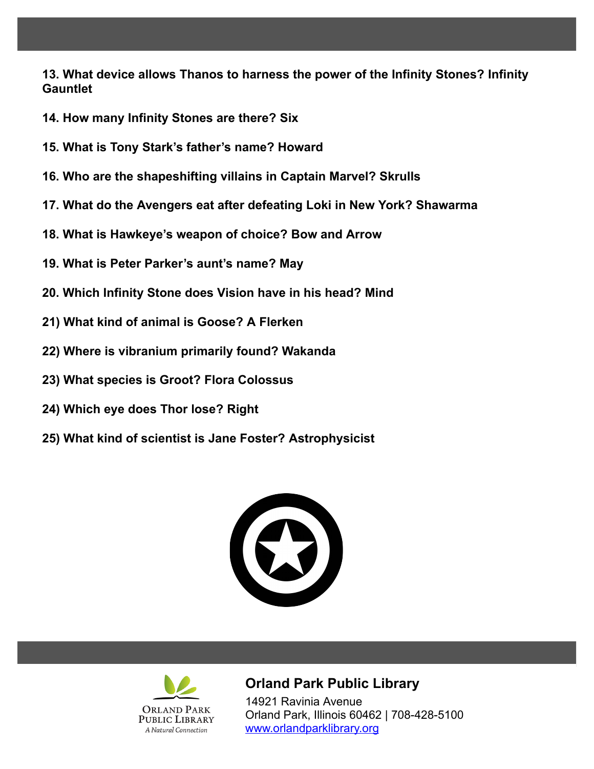**13. What device allows Thanos to harness the power of the Infinity Stones? Infinity Gauntlet**

**14. How many Infinity Stones are there? Six**

**15. What is Tony Stark's father's name? Howard**

**16. Who are the shapeshifting villains in Captain Marvel? Skrulls**

**17. What do the Avengers eat after defeating Loki in New York? Shawarma**

**18. What is Hawkeye's weapon of choice? Bow and Arrow**

**19. What is Peter Parker's aunt's name? May**

**20. Which Infinity Stone does Vision have in his head? Mind**

**21) What kind of animal is Goose? A Flerken**

**22) Where is vibranium primarily found? Wakanda**

**23) What species is Groot? Flora Colossus**

**24) Which eye does Thor lose? Right**

**25) What kind of scientist is Jane Foster? Astrophysicist**

Orland Park Public Library
A Natural Connection

**Orland Park Public Library**

14921 Ravinia Avenue
Orland Park, Illinois 60462 | 708-428-5100
www.orlandparklibrary.org